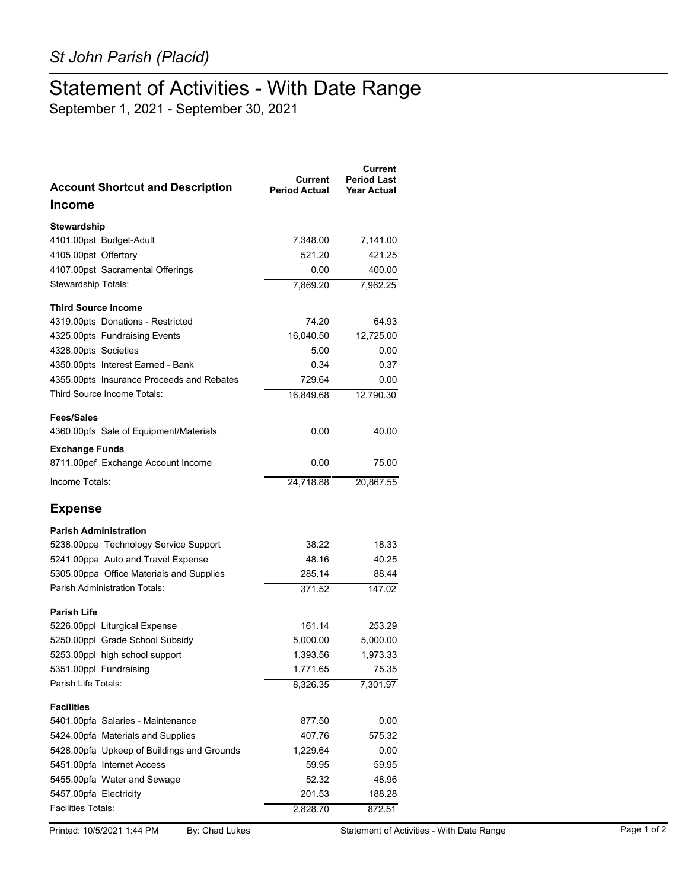*St John Parish (Placid)*

# Statement of Activities - With Date Range

September 1, 2021 - September 30, 2021

| Account Shortcut and Description | Current Period Actual | Current Period Last Year Actual |
|---|---|---|
| **Income** | | |
| **Stewardship** | | |
| 4101.00pst Budget-Adult | 7,348.00 | 7,141.00 |
| 4105.00pst Offertory | 521.20 | 421.25 |
| 4107.00pst Sacramental Offerings | 0.00 | 400.00 |
| Stewardship Totals: | 7,869.20 | 7,962.25 |
| **Third Source Income** | | |
| 4319.00pts Donations - Restricted | 74.20 | 64.93 |
| 4325.00pts Fundraising Events | 16,040.50 | 12,725.00 |
| 4328.00pts Societies | 5.00 | 0.00 |
| 4350.00pts Interest Earned - Bank | 0.34 | 0.37 |
| 4355.00pts Insurance Proceeds and Rebates | 729.64 | 0.00 |
| Third Source Income Totals: | 16,849.68 | 12,790.30 |
| **Fees/Sales** | | |
| 4360.00pfs Sale of Equipment/Materials | 0.00 | 40.00 |
| **Exchange Funds** | | |
| 8711.00pef Exchange Account Income | 0.00 | 75.00 |
| Income Totals: | 24,718.88 | 20,867.55 |
| **Expense** | | |
| **Parish Administration** | | |
| 5238.00ppa Technology Service Support | 38.22 | 18.33 |
| 5241.00ppa Auto and Travel Expense | 48.16 | 40.25 |
| 5305.00ppa Office Materials and Supplies | 285.14 | 88.44 |
| Parish Administration Totals: | 371.52 | 147.02 |
| **Parish Life** | | |
| 5226.00ppl Liturgical Expense | 161.14 | 253.29 |
| 5250.00ppl Grade School Subsidy | 5,000.00 | 5,000.00 |
| 5253.00ppl high school support | 1,393.56 | 1,973.33 |
| 5351.00ppl Fundraising | 1,771.65 | 75.35 |
| Parish Life Totals: | 8,326.35 | 7,301.97 |
| **Facilities** | | |
| 5401.00pfa Salaries - Maintenance | 877.50 | 0.00 |
| 5424.00pfa Materials and Supplies | 407.76 | 575.32 |
| 5428.00pfa Upkeep of Buildings and Grounds | 1,229.64 | 0.00 |
| 5451.00pfa Internet Access | 59.95 | 59.95 |
| 5455.00pfa Water and Sewage | 52.32 | 48.96 |
| 5457.00pfa Electricity | 201.53 | 188.28 |
| Facilities Totals: | 2,828.70 | 872.51 |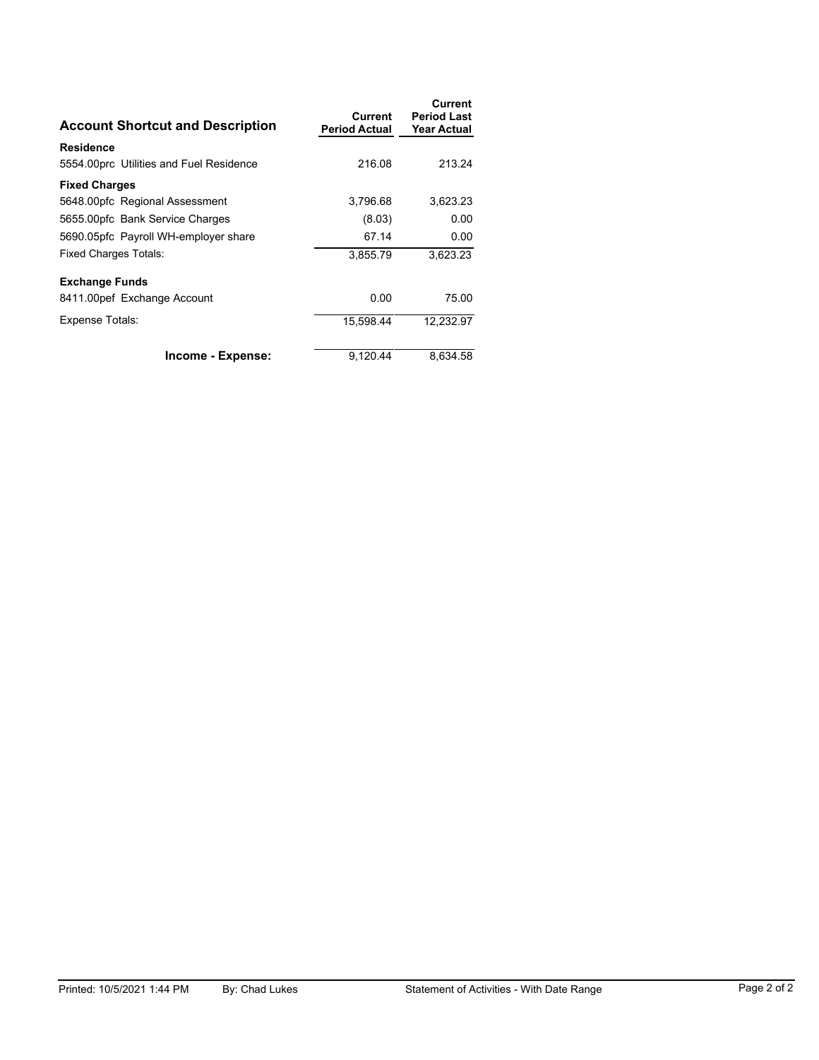| Account Shortcut and Description | Current Period Actual | Current Period Last Year Actual |
|---|---|---|
| **Residence** | | |
| 5554.00prc Utilities and Fuel Residence | 216.08 | 213.24 |
| **Fixed Charges** | | |
| 5648.00pfc Regional Assessment | 3,796.68 | 3,623.23 |
| 5655.00pfc Bank Service Charges | (8.03) | 0.00 |
| 5690.05pfc Payroll WH-employer share | 67.14 | 0.00 |
| Fixed Charges Totals: | 3,855.79 | 3,623.23 |
| **Exchange Funds** | | |
| 8411.00pef Exchange Account | 0.00 | 75.00 |
| Expense Totals: | 15,598.44 | 12,232.97 |
| **Income - Expense:** | 9,120.44 | 8,634.58 |

Printed: 10/5/2021 1:44 PM By: Chad Lukes Statement of Activities - With Date Range